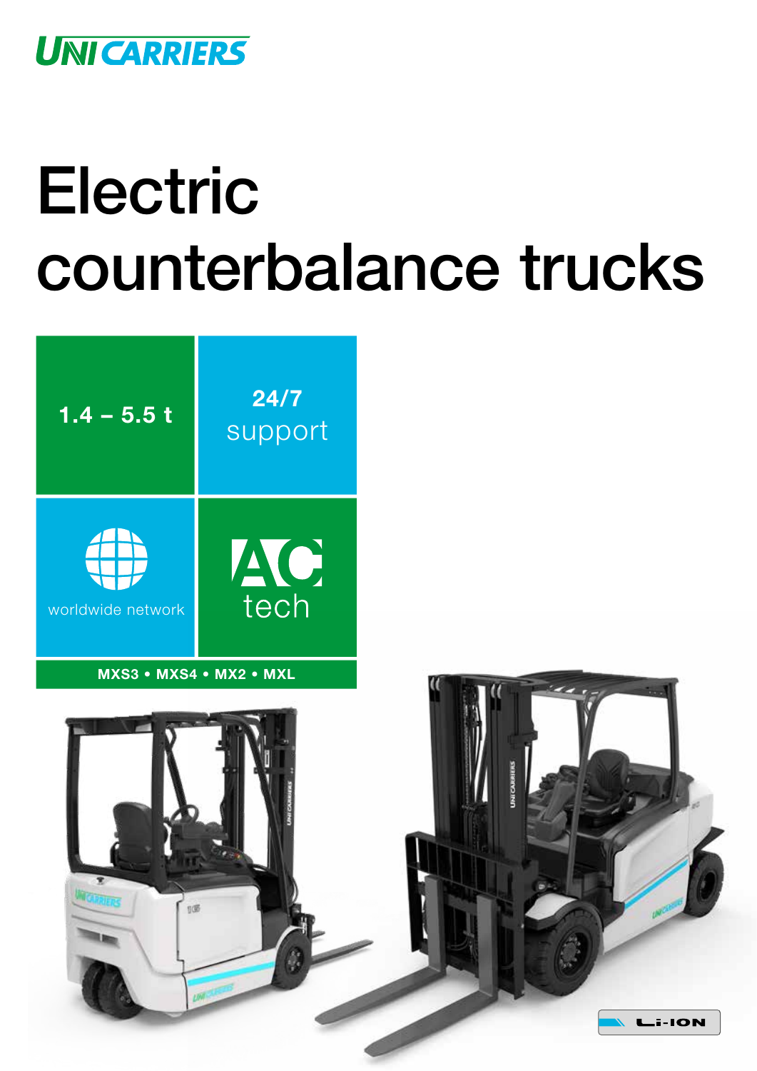UNICARRIERS

# Electric counterbalance trucks

1.4 – 5.5 t

**24/7** support

worldwide network

AC tech

**MXS3 • MXS4 • MX2 • MXL**

Li-ION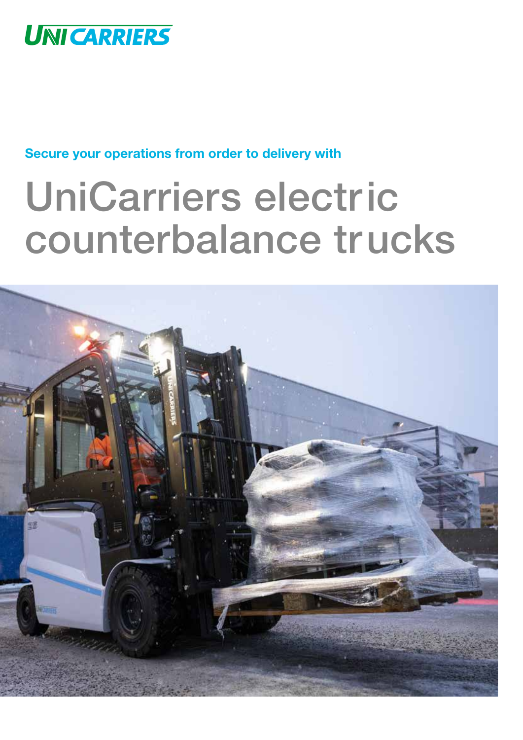UNICARRIERS

**Secure your operations from order to delivery with**

# UniCarriers electric counterbalance trucks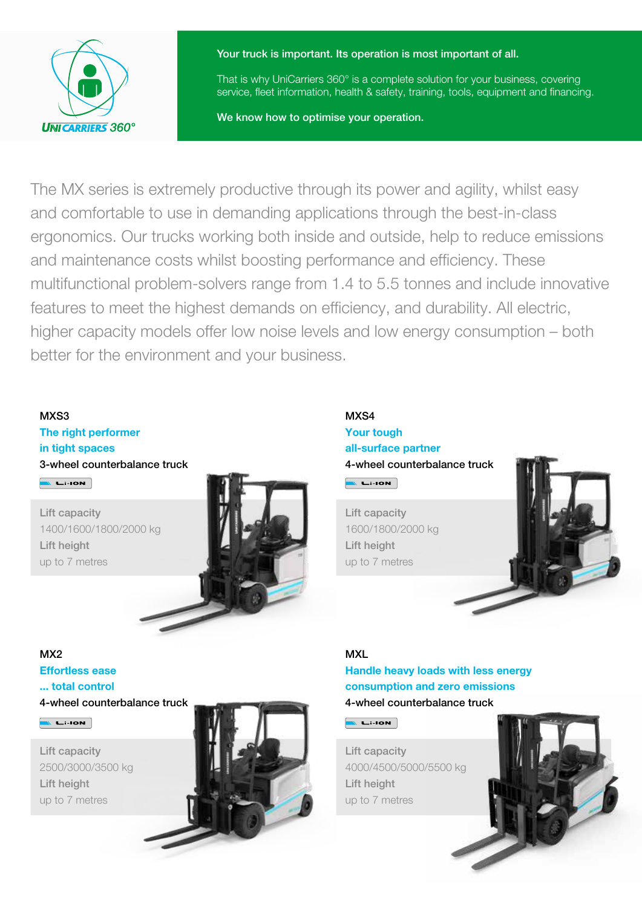UNICARRIERS 360°

**Your truck is important. Its operation is most important of all.**

That is why UniCarriers 360° is a complete solution for your business, covering service, fleet information, health & safety, training, tools, equipment and financing.

**We know how to optimise your operation.**

The MX series is extremely productive through its power and agility, whilst easy and comfortable to use in demanding applications through the best-in-class ergonomics. Our trucks working both inside and outside, help to reduce emissions and maintenance costs whilst boosting performance and efficiency. These multifunctional problem-solvers range from 1.4 to 5.5 tonnes and include innovative features to meet the highest demands on efficiency, and durability. All electric, higher capacity models offer low noise levels and low energy consumption – both better for the environment and your business.

## MXS3

**The right performer in tight spaces**

3-wheel counterbalance truck

Li-ION

**Lift capacity**
1400/1600/1800/2000 kg

**Lift height**
up to 7 metres

## MXS4

**Your tough all-surface partner**

4-wheel counterbalance truck

Li-ION

**Lift capacity**
1600/1800/2000 kg

**Lift height**
up to 7 metres

## MX2

**Effortless ease ... total control**

4-wheel counterbalance truck

Li-ION

**Lift capacity**
2500/3000/3500 kg

**Lift height**
up to 7 metres

## MXL

**Handle heavy loads with less energy consumption and zero emissions**

4-wheel counterbalance truck

Li-ION

**Lift capacity**
4000/4500/5000/5500 kg

**Lift height**
up to 7 metres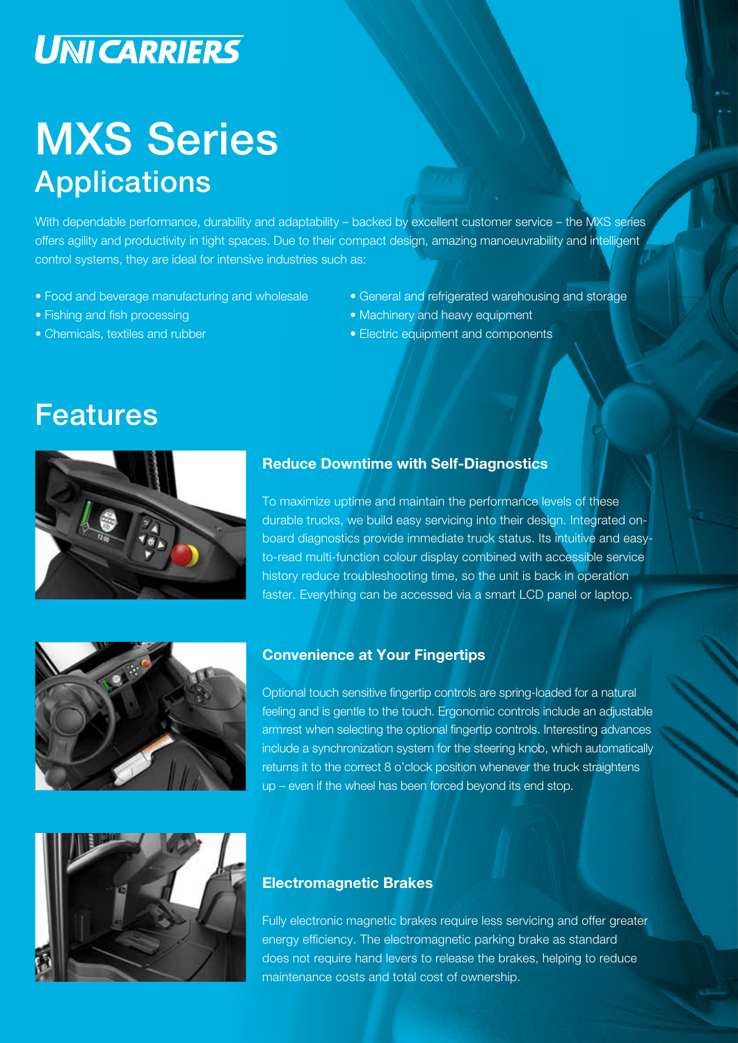UNICARRIERS

# MXS Series
## Applications

With dependable performance, durability and adaptability – backed by excellent customer service – the MXS series offers agility and productivity in tight spaces. Due to their compact design, amazing manoeuvrability and intelligent control systems, they are ideal for intensive industries such as:

- Food and beverage manufacturing and wholesale
- Fishing and fish processing
- Chemicals, textiles and rubber
- General and refrigerated warehousing and storage
- Machinery and heavy equipment
- Electric equipment and components

## Features

### Reduce Downtime with Self-Diagnostics

To maximize uptime and maintain the performance levels of these durable trucks, we build easy servicing into their design. Integrated on-board diagnostics provide immediate truck status. Its intuitive and easy-to-read multi-function colour display combined with accessible service history reduce troubleshooting time, so the unit is back in operation faster. Everything can be accessed via a smart LCD panel or laptop.

### Convenience at Your Fingertips

Optional touch sensitive fingertip controls are spring-loaded for a natural feeling and is gentle to the touch. Ergonomic controls include an adjustable armrest when selecting the optional fingertip controls. Interesting advances include a synchronization system for the steering knob, which automatically returns it to the correct 8 o'clock position whenever the truck straightens up – even if the wheel has been forced beyond its end stop.

### Electromagnetic Brakes

Fully electronic magnetic brakes require less servicing and offer greater energy efficiency. The electromagnetic parking brake as standard does not require hand levers to release the brakes, helping to reduce maintenance costs and total cost of ownership.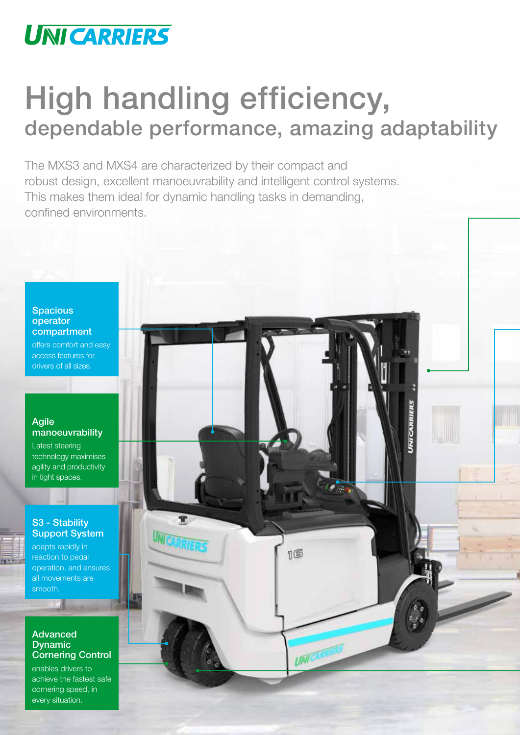# High handling efficiency,

## dependable performance, amazing adaptability

The MXS3 and MXS4 are characterized by their compact and robust design, excellent manoeuvrability and intelligent control systems. This makes them ideal for dynamic handling tasks in demanding, confined environments.

### Spacious operator compartment

offers comfort and easy access features for drivers of all sizes.

### Agile manoeuvrability

Latest steering technology maximises agility and productivity in tight spaces.

### S3 - Stability Support System

adapts rapidly in reaction to pedal operation, and ensures all movements are smooth.

### Advanced Dynamic Cornering Control

enables drivers to achieve the fastest safe cornering speed, in every situation.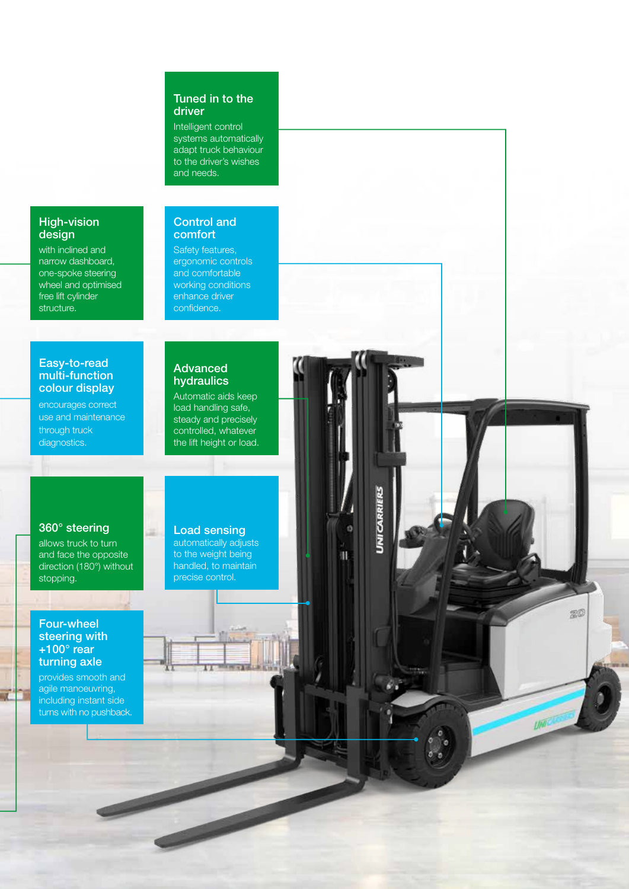### Tuned in to the driver

Intelligent control systems automatically adapt truck behaviour to the driver's wishes and needs.

### High-vision design

with inclined and narrow dashboard, one-spoke steering wheel and optimised free lift cylinder structure.

### Control and comfort

Safety features, ergonomic controls and comfortable working conditions enhance driver confidence.

### Easy-to-read multi-function colour display

encourages correct use and maintenance through truck diagnostics.

### Advanced hydraulics

Automatic aids keep load handling safe, steady and precisely controlled, whatever the lift height or load.

### 360° steering

allows truck to turn and face the opposite direction (180°) without stopping.

### Load sensing

automatically adjusts to the weight being handled, to maintain precise control.

### Four-wheel steering with +100° rear turning axle

provides smooth and agile manoeuvring, including instant side turns with no pushback.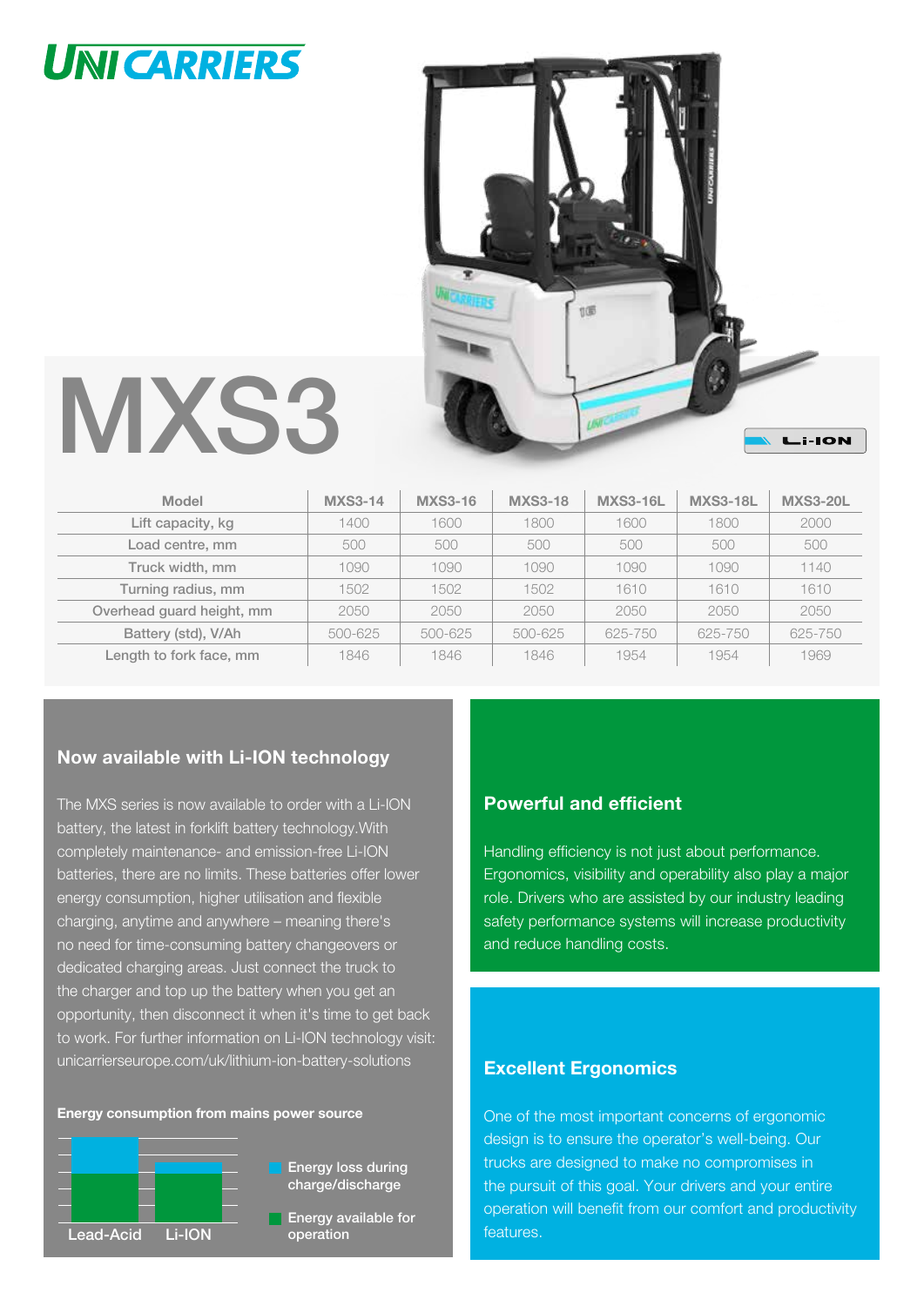# MXS3

| Model | MXS3-14 | MXS3-16 | MXS3-18 | MXS3-16L | MXS3-18L | MXS3-20L |
|---|---|---|---|---|---|---|
| Lift capacity, kg | 1400 | 1600 | 1800 | 1600 | 1800 | 2000 |
| Load centre, mm | 500 | 500 | 500 | 500 | 500 | 500 |
| Truck width, mm | 1090 | 1090 | 1090 | 1090 | 1090 | 1140 |
| Turning radius, mm | 1502 | 1502 | 1502 | 1610 | 1610 | 1610 |
| Overhead guard height, mm | 2050 | 2050 | 2050 | 2050 | 2050 | 2050 |
| Battery (std), V/Ah | 500-625 | 500-625 | 500-625 | 625-750 | 625-750 | 625-750 |
| Length to fork face, mm | 1846 | 1846 | 1846 | 1954 | 1954 | 1969 |

## Now available with Li-ION technology

The MXS series is now available to order with a Li-ION battery, the latest in forklift battery technology.With completely maintenance- and emission-free Li-ION batteries, there are no limits. These batteries offer lower energy consumption, higher utilisation and flexible charging, anytime and anywhere – meaning there's no need for time-consuming battery changeovers or dedicated charging areas. Just connect the truck to the charger and top up the battery when you get an opportunity, then disconnect it when it's time to get back to work. For further information on Li-ION technology visit: unicarrierseurope.com/uk/lithium-ion-battery-solutions

**Energy consumption from mains power source**

Lead-Acid | Li-ION

Energy loss during charge/discharge

Energy available for operation

## Powerful and efficient

Handling efficiency is not just about performance. Ergonomics, visibility and operability also play a major role. Drivers who are assisted by our industry leading safety performance systems will increase productivity and reduce handling costs.

## Excellent Ergonomics

One of the most important concerns of ergonomic design is to ensure the operator's well-being. Our trucks are designed to make no compromises in the pursuit of this goal. Your drivers and your entire operation will benefit from our comfort and productivity features.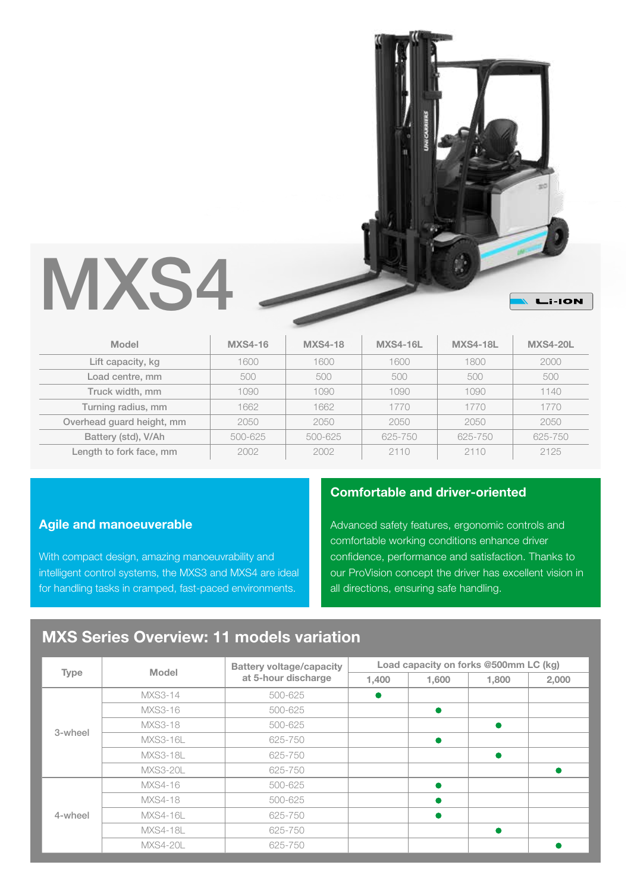# MXS4

Li-ION

| Model | MXS4-16 | MXS4-18 | MXS4-16L | MXS4-18L | MXS4-20L |
|---|---|---|---|---|---|
| Lift capacity, kg | 1600 | 1600 | 1600 | 1800 | 2000 |
| Load centre, mm | 500 | 500 | 500 | 500 | 500 |
| Truck width, mm | 1090 | 1090 | 1090 | 1090 | 1140 |
| Turning radius, mm | 1662 | 1662 | 1770 | 1770 | 1770 |
| Overhead guard height, mm | 2050 | 2050 | 2050 | 2050 | 2050 |
| Battery (std), V/Ah | 500-625 | 500-625 | 625-750 | 625-750 | 625-750 |
| Length to fork face, mm | 2002 | 2002 | 2110 | 2110 | 2125 |

### Agile and manoeuverable

With compact design, amazing manoeuvrability and intelligent control systems, the MXS3 and MXS4 are ideal for handling tasks in cramped, fast-paced environments.

### Comfortable and driver-oriented

Advanced safety features, ergonomic controls and comfortable working conditions enhance driver confidence, performance and satisfaction. Thanks to our ProVision concept the driver has excellent vision in all directions, ensuring safe handling.

## MXS Series Overview: 11 models variation

| Type | Model | Battery voltage/capacity at 5-hour discharge | Load capacity on forks @500mm LC (kg) | | | |
|---|---|---|---|---|---|---|
| | | | 1,400 | 1,600 | 1,800 | 2,000 |
| 3-wheel | MXS3-14 | 500-625 | ● | | | |
| | MXS3-16 | 500-625 | | ● | | |
| | MXS3-18 | 500-625 | | | ● | |
| | MXS3-16L | 625-750 | | ● | | |
| | MXS3-18L | 625-750 | | | ● | |
| | MXS3-20L | 625-750 | | | | ● |
| 4-wheel | MXS4-16 | 500-625 | | ● | | |
| | MXS4-18 | 500-625 | | ● | | |
| | MXS4-16L | 625-750 | | ● | | |
| | MXS4-18L | 625-750 | | | ● | |
| | MXS4-20L | 625-750 | | | | ● |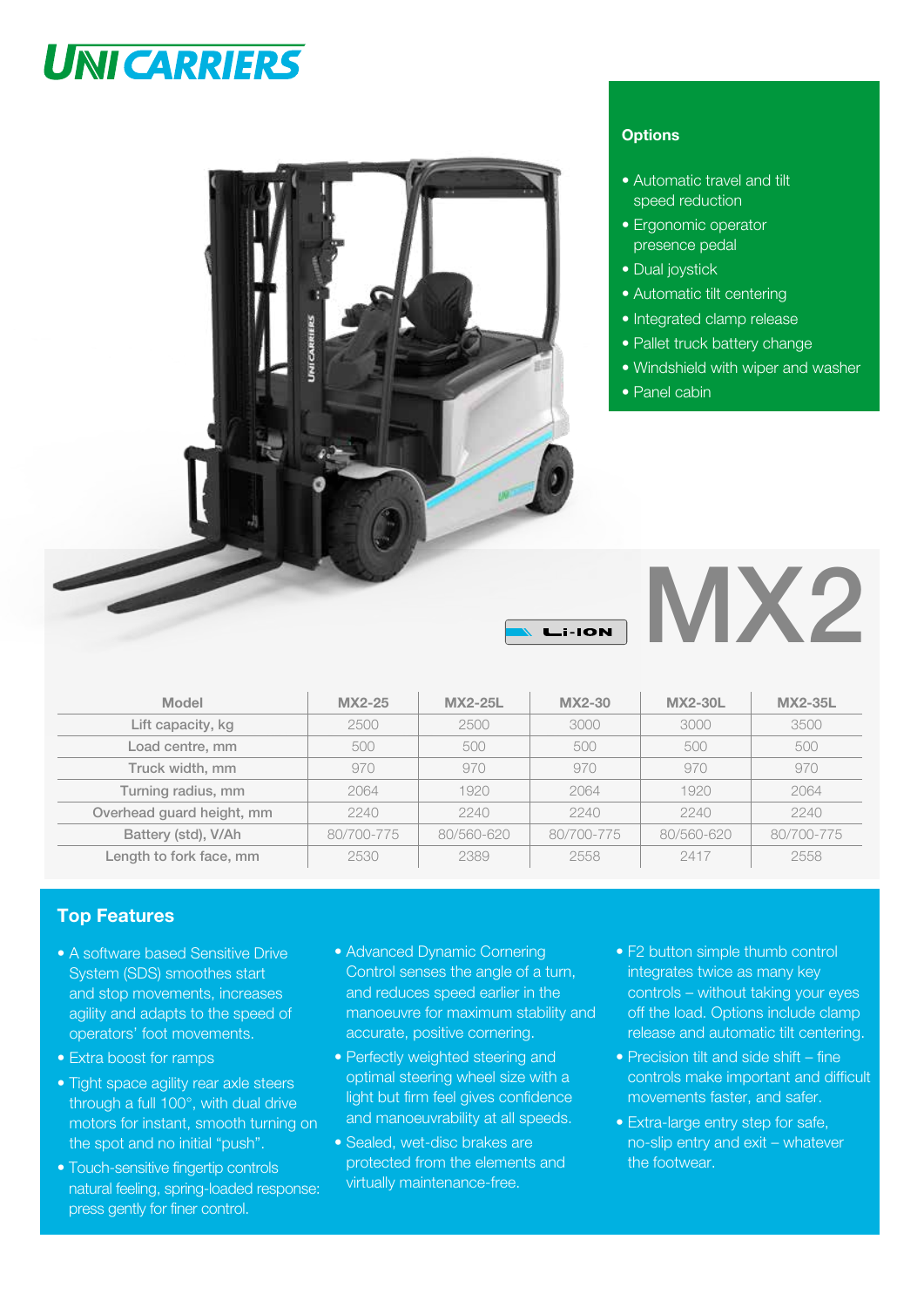# UNICARRIERS

## Options

- Automatic travel and tilt speed reduction
- Ergonomic operator presence pedal
- Dual joystick
- Automatic tilt centering
- Integrated clamp release
- Pallet truck battery change
- Windshield with wiper and washer
- Panel cabin

Li-ION

# MX2

| Model | MX2-25 | MX2-25L | MX2-30 | MX2-30L | MX2-35L |
|---|---|---|---|---|---|
| Lift capacity, kg | 2500 | 2500 | 3000 | 3000 | 3500 |
| Load centre, mm | 500 | 500 | 500 | 500 | 500 |
| Truck width, mm | 970 | 970 | 970 | 970 | 970 |
| Turning radius, mm | 2064 | 1920 | 2064 | 1920 | 2064 |
| Overhead guard height, mm | 2240 | 2240 | 2240 | 2240 | 2240 |
| Battery (std), V/Ah | 80/700-775 | 80/560-620 | 80/700-775 | 80/560-620 | 80/700-775 |
| Length to fork face, mm | 2530 | 2389 | 2558 | 2417 | 2558 |

## Top Features

- A software based Sensitive Drive System (SDS) smoothes start and stop movements, increases agility and adapts to the speed of operators' foot movements.
- Extra boost for ramps
- Tight space agility rear axle steers through a full 100°, with dual drive motors for instant, smooth turning on the spot and no initial "push".
- Touch-sensitive fingertip controls natural feeling, spring-loaded response: press gently for finer control.
- Advanced Dynamic Cornering Control senses the angle of a turn, and reduces speed earlier in the manoeuvre for maximum stability and accurate, positive cornering.
- Perfectly weighted steering and optimal steering wheel size with a light but firm feel gives confidence and manoeuvrability at all speeds.
- Sealed, wet-disc brakes are protected from the elements and virtually maintenance-free.
- F2 button simple thumb control integrates twice as many key controls – without taking your eyes off the load. Options include clamp release and automatic tilt centering.
- Precision tilt and side shift – fine controls make important and difficult movements faster, and safer.
- Extra-large entry step for safe, no-slip entry and exit – whatever the footwear.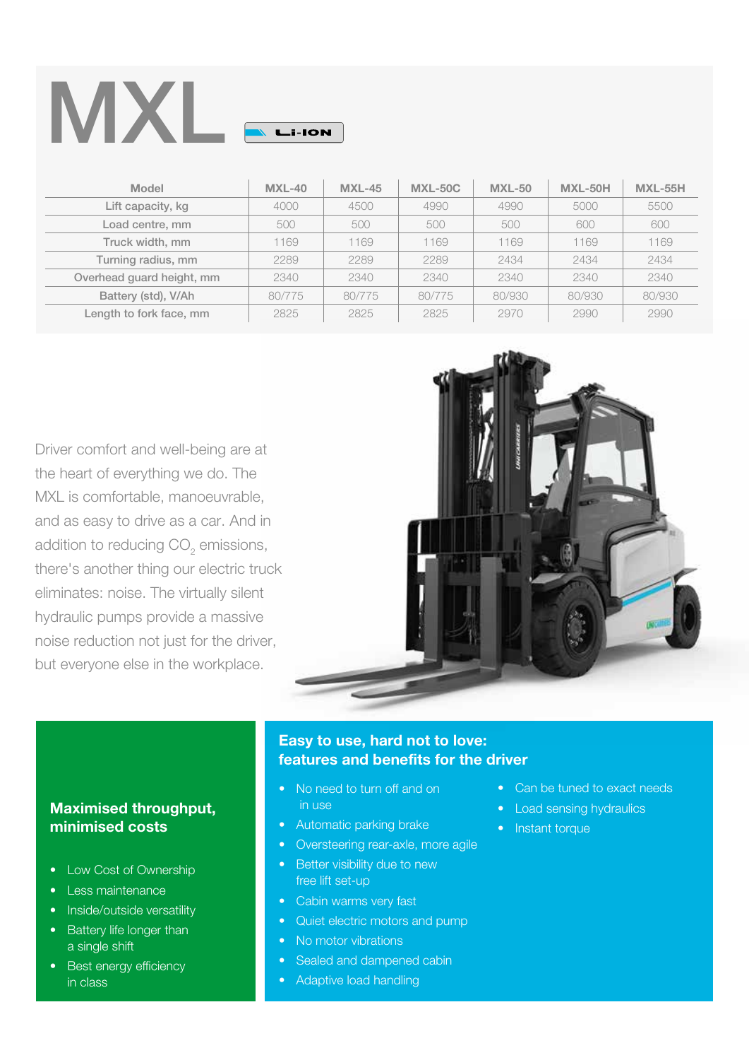# MXL

Li-ION

| Model | MXL-40 | MXL-45 | MXL-50C | MXL-50 | MXL-50H | MXL-55H |
|---|---|---|---|---|---|---|
| Lift capacity, kg | 4000 | 4500 | 4990 | 4990 | 5000 | 5500 |
| Load centre, mm | 500 | 500 | 500 | 500 | 600 | 600 |
| Truck width, mm | 1169 | 1169 | 1169 | 1169 | 1169 | 1169 |
| Turning radius, mm | 2289 | 2289 | 2289 | 2434 | 2434 | 2434 |
| Overhead guard height, mm | 2340 | 2340 | 2340 | 2340 | 2340 | 2340 |
| Battery (std), V/Ah | 80/775 | 80/775 | 80/775 | 80/930 | 80/930 | 80/930 |
| Length to fork face, mm | 2825 | 2825 | 2825 | 2970 | 2990 | 2990 |

Driver comfort and well-being are at the heart of everything we do. The MXL is comfortable, manoeuvrable, and as easy to drive as a car. And in addition to reducing $CO_2$ emissions, there's another thing our electric truck eliminates: noise. The virtually silent hydraulic pumps provide a massive noise reduction not just for the driver, but everyone else in the workplace.

### Maximised throughput, minimised costs

- Low Cost of Ownership
- Less maintenance
- Inside/outside versatility
- Battery life longer than a single shift
- Best energy efficiency in class

### Easy to use, hard not to love: features and benefits for the driver

- No need to turn off and on in use
- Automatic parking brake
- Oversteering rear-axle, more agile
- Better visibility due to new free lift set-up
- Cabin warms very fast
- Quiet electric motors and pump
- No motor vibrations
- Sealed and dampened cabin
- Adaptive load handling
- Can be tuned to exact needs
- Load sensing hydraulics
- Instant torque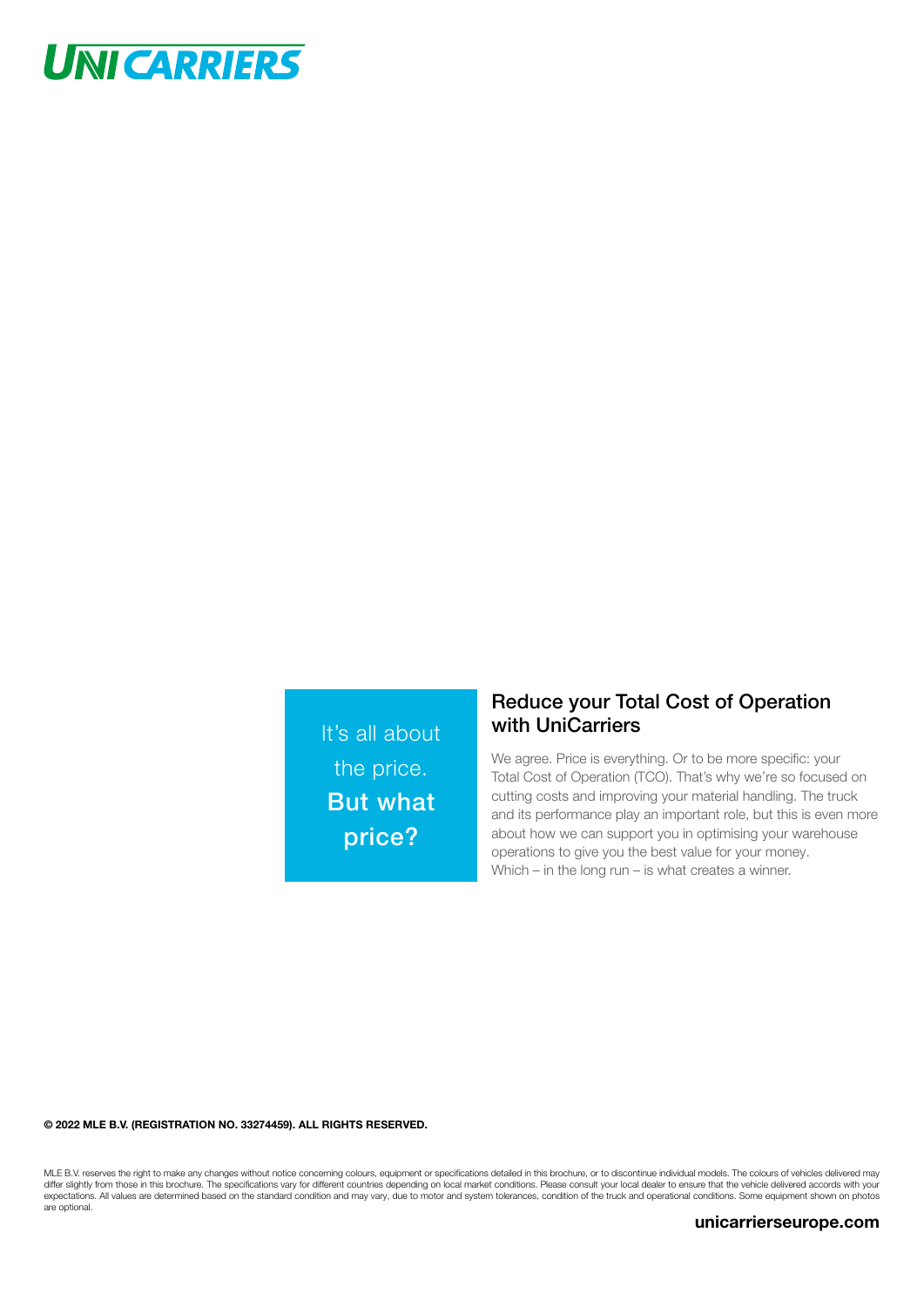UNICARRIERS

It's all about the price. **But what price?**

## Reduce your Total Cost of Operation with UniCarriers

We agree. Price is everything. Or to be more specific: your Total Cost of Operation (TCO). That's why we're so focused on cutting costs and improving your material handling. The truck and its performance play an important role, but this is even more about how we can support you in optimising your warehouse operations to give you the best value for your money. Which – in the long run – is what creates a winner.

**© 2022 MLE B.V. (REGISTRATION NO. 33274459). ALL RIGHTS RESERVED.**

MLE B.V. reserves the right to make any changes without notice concerning colours, equipment or specifications detailed in this brochure, or to discontinue individual models. The colours of vehicles delivered may differ slightly from those in this brochure. The specifications vary for different countries depending on local market conditions. Please consult your local dealer to ensure that the vehicle delivered accords with your expectations. All values are determined based on the standard condition and may vary, due to motor and system tolerances, condition of the truck and operational conditions. Some equipment shown on photos are optional.

**unicarrierseurope.com**